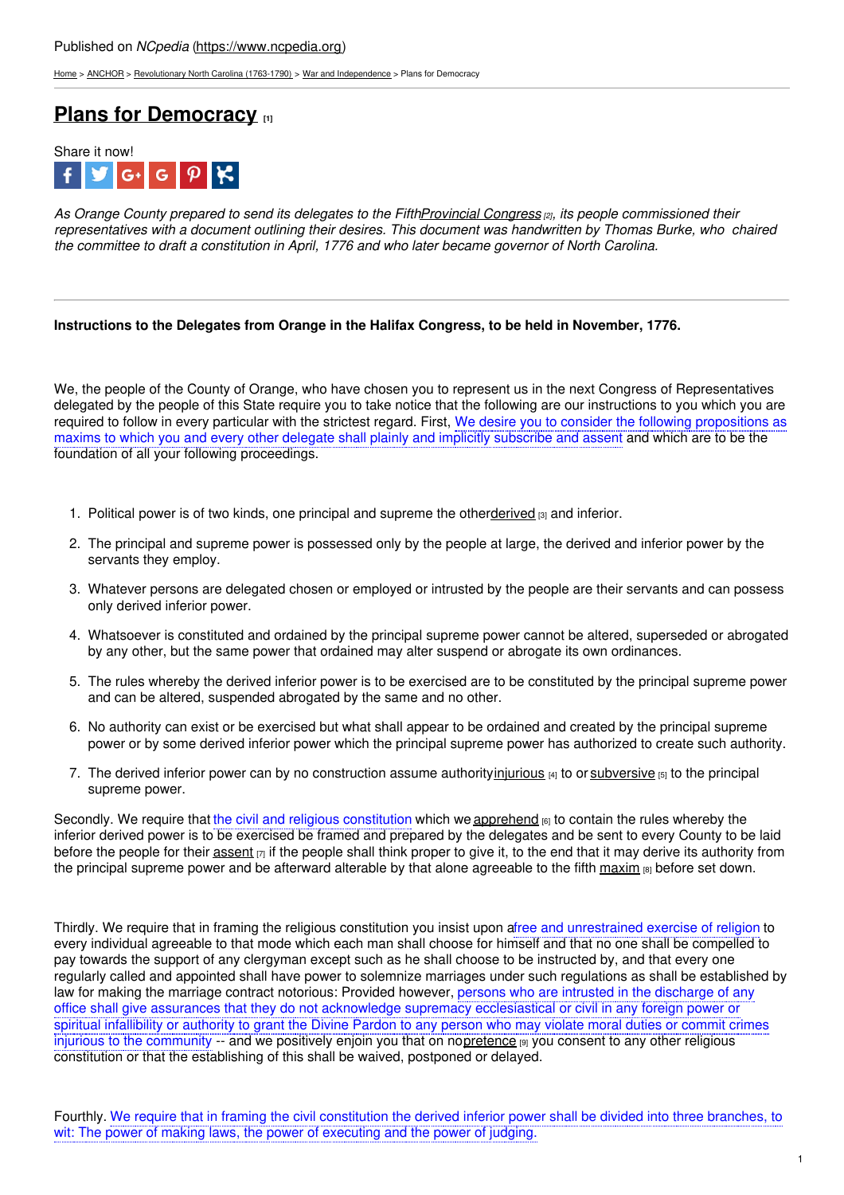Published on *NCpedia* (https://www.ncpedia.org)

Home > ANCHOR > Revolutionary North Carolina (1763-1790) > War and Independence > Plans for Democracy

# Plans for Democracy [1]

Share it now!

*As Orange County prepared to send its delegates to the Fifth Provincial Congress [2], its people commissioned their representatives with a document outlining their desires. This document was handwritten by Thomas Burke, who chaired the committee to draft a constitution in April, 1776 and who later became governor of North Carolina.*

---

**Instructions to the Delegates from Orange in the Halifax Congress, to be held in November, 1776.**

We, the people of the County of Orange, who have chosen you to represent us in the next Congress of Representatives delegated by the people of this State require you to take notice that the following are our instructions to you which you are required to follow in every particular with the strictest regard. First, We desire you to consider the following propositions as maxims to which you and every other delegate shall plainly and implicitly subscribe and assent and which are to be the foundation of all your following proceedings.

1. Political power is of two kinds, one principal and supreme the other derived [3] and inferior.
2. The principal and supreme power is possessed only by the people at large, the derived and inferior power by the servants they employ.
3. Whatever persons are delegated chosen or employed or intrusted by the people are their servants and can possess only derived inferior power.
4. Whatsoever is constituted and ordained by the principal supreme power cannot be altered, superseded or abrogated by any other, but the same power that ordained may alter suspend or abrogate its own ordinances.
5. The rules whereby the derived inferior power is to be exercised are to be constituted by the principal supreme power and can be altered, suspended abrogated by the same and no other.
6. No authority can exist or be exercised but what shall appear to be ordained and created by the principal supreme power or by some derived inferior power which the principal supreme power has authorized to create such authority.
7. The derived inferior power can by no construction assume authority injurious [4] to or subversive [5] to the principal supreme power.

Secondly. We require that the civil and religious constitution which we apprehend [6] to contain the rules whereby the inferior derived power is to be exercised be framed and prepared by the delegates and be sent to every County to be laid before the people for their assent [7] if the people shall think proper to give it, to the end that it may derive its authority from the principal supreme power and be afterward alterable by that alone agreeable to the fifth maxim [8] before set down.

Thirdly. We require that in framing the religious constitution you insist upon a free and unrestrained exercise of religion to every individual agreeable to that mode which each man shall choose for himself and that no one shall be compelled to pay towards the support of any clergyman except such as he shall choose to be instructed by, and that every one regularly called and appointed shall have power to solemnize marriages under such regulations as shall be established by law for making the marriage contract notorious: Provided however, persons who are intrusted in the discharge of any office shall give assurances that they do not acknowledge supremacy ecclesiastical or civil in any foreign power or spiritual infallibility or authority to grant the Divine Pardon to any person who may violate moral duties or commit crimes injurious to the community -- and we positively enjoin you that on no pretence [9] you consent to any other religious constitution or that the establishing of this shall be waived, postponed or delayed.

Fourthly. We require that in framing the civil constitution the derived inferior power shall be divided into three branches, to wit: The power of making laws, the power of executing and the power of judging.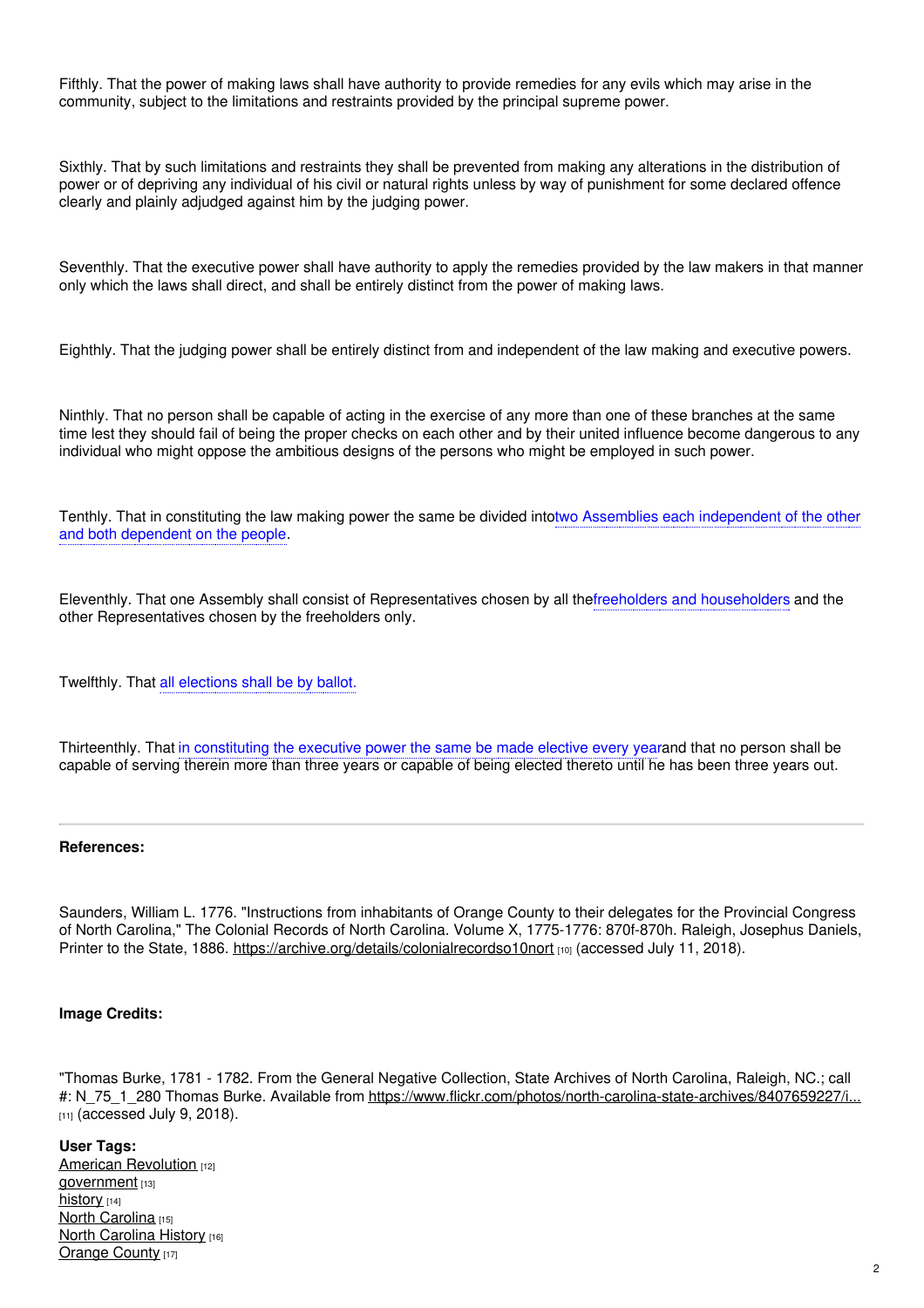Fifthly. That the power of making laws shall have authority to provide remedies for any evils which may arise in the community, subject to the limitations and restraints provided by the principal supreme power.

Sixthly. That by such limitations and restraints they shall be prevented from making any alterations in the distribution of power or of depriving any individual of his civil or natural rights unless by way of punishment for some declared offence clearly and plainly adjudged against him by the judging power.

Seventhly. That the executive power shall have authority to apply the remedies provided by the law makers in that manner only which the laws shall direct, and shall be entirely distinct from the power of making laws.

Eighthly. That the judging power shall be entirely distinct from and independent of the law making and executive powers.

Ninthly. That no person shall be capable of acting in the exercise of any more than one of these branches at the same time lest they should fail of being the proper checks on each other and by their united influence become dangerous to any individual who might oppose the ambitious designs of the persons who might be employed in such power.

Tenthly. That in constituting the law making power the same be divided intotwo Assemblies each independent of the other and both dependent on the people.

Eleventhly. That one Assembly shall consist of Representatives chosen by all thefreeholders and householders and the other Representatives chosen by the freeholders only.

Twelfthly. That all elections shall be by ballot.

Thirteenthly. That in constituting the executive power the same be made elective every yearand that no person shall be capable of serving therein more than three years or capable of being elected thereto until he has been three years out.

---

**References:**

Saunders, William L. 1776. "Instructions from inhabitants of Orange County to their delegates for the Provincial Congress of North Carolina," The Colonial Records of North Carolina. Volume X, 1775-1776: 870f-870h. Raleigh, Josephus Daniels, Printer to the State, 1886. https://archive.org/details/colonialrecordso10nort [10] (accessed July 11, 2018).

**Image Credits:**

"Thomas Burke, 1781 - 1782. From the General Negative Collection, State Archives of North Carolina, Raleigh, NC.; call #: N_75_1_280 Thomas Burke. Available from https://www.flickr.com/photos/north-carolina-state-archives/8407659227/i... [11] (accessed July 9, 2018).

**User Tags:**
American Revolution [12]
government [13]
history [14]
North Carolina [15]
North Carolina History [16]
Orange County [17]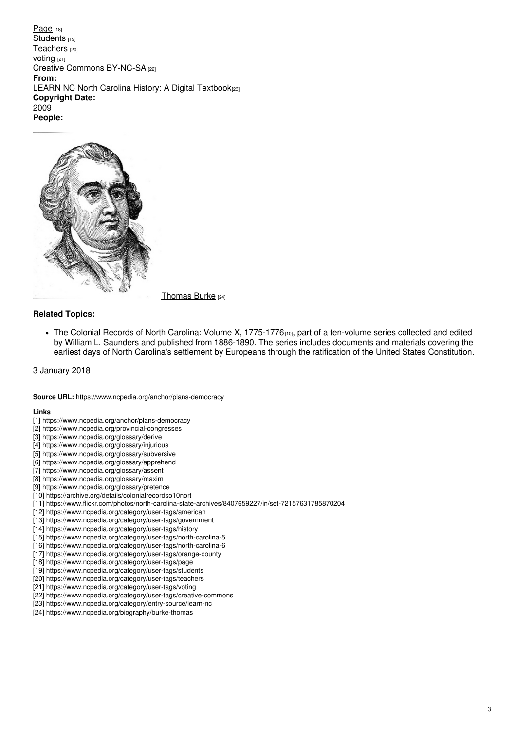Page [18]
Students [19]
Teachers [20]
voting [21]
Creative Commons BY-NC-SA [22]
**From:**
LEARN NC North Carolina History: A Digital Textbook[23]
**Copyright Date:**
2009
**People:**

Thomas Burke [24]

**Related Topics:**

- The Colonial Records of North Carolina: Volume X, 1775-1776[10], part of a ten-volume series collected and edited by William L. Saunders and published from 1886-1890. The series includes documents and materials covering the earliest days of North Carolina's settlement by Europeans through the ratification of the United States Constitution.

3 January 2018

**Source URL:** https://www.ncpedia.org/anchor/plans-democracy

**Links**
[1] https://www.ncpedia.org/anchor/plans-democracy
[2] https://www.ncpedia.org/provincial-congresses
[3] https://www.ncpedia.org/glossary/derive
[4] https://www.ncpedia.org/glossary/injurious
[5] https://www.ncpedia.org/glossary/subversive
[6] https://www.ncpedia.org/glossary/apprehend
[7] https://www.ncpedia.org/glossary/assent
[8] https://www.ncpedia.org/glossary/maxim
[9] https://www.ncpedia.org/glossary/pretence
[10] https://archive.org/details/colonialrecordso10nort
[11] https://www.flickr.com/photos/north-carolina-state-archives/8407659227/in/set-72157631785870204
[12] https://www.ncpedia.org/category/user-tags/american
[13] https://www.ncpedia.org/category/user-tags/government
[14] https://www.ncpedia.org/category/user-tags/history
[15] https://www.ncpedia.org/category/user-tags/north-carolina-5
[16] https://www.ncpedia.org/category/user-tags/north-carolina-6
[17] https://www.ncpedia.org/category/user-tags/orange-county
[18] https://www.ncpedia.org/category/user-tags/page
[19] https://www.ncpedia.org/category/user-tags/students
[20] https://www.ncpedia.org/category/user-tags/teachers
[21] https://www.ncpedia.org/category/user-tags/voting
[22] https://www.ncpedia.org/category/user-tags/creative-commons
[23] https://www.ncpedia.org/category/entry-source/learn-nc
[24] https://www.ncpedia.org/biography/burke-thomas